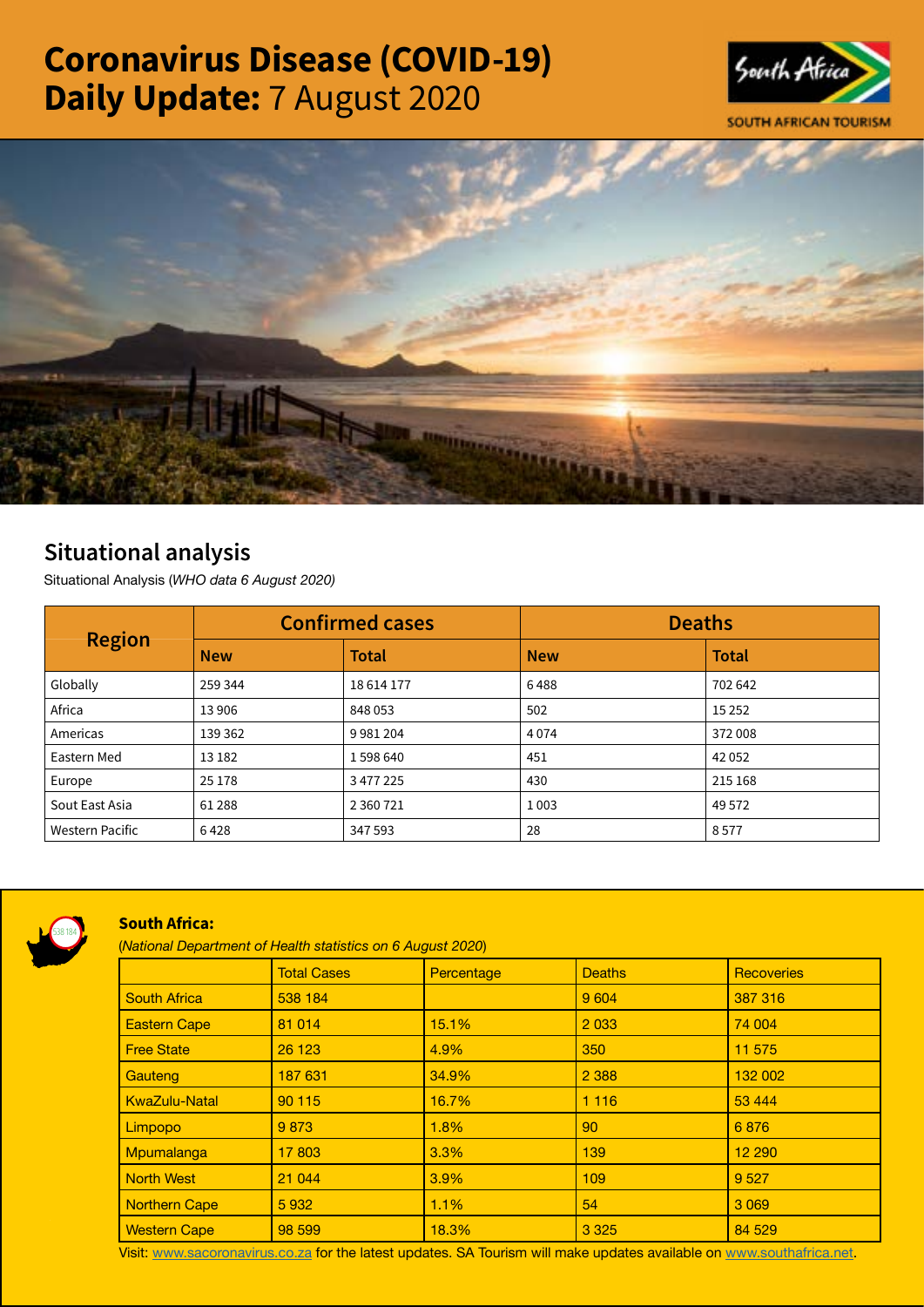# Coronavirus Disease (COVID-19) Daily Update: 7 August 2020

## Situational analysis

Situational Analysis (*WHO data 6 August 2020*)

| Region | Confirmed cases | | Deaths | |
|---|---|---|---|---|
| | New | Total | New | Total |
| Globally | 259 344 | 18 614 177 | 6 488 | 702 642 |
| Africa | 13 906 | 848 053 | 502 | 15 252 |
| Americas | 139 362 | 9 981 204 | 4 074 | 372 008 |
| Eastern Med | 13 182 | 1 598 640 | 451 | 42 052 |
| Europe | 25 178 | 3 477 225 | 430 | 215 168 |
| Sout East Asia | 61 288 | 2 360 721 | 1 003 | 49 572 |
| Western Pacific | 6 428 | 347 593 | 28 | 8 577 |

### South Africa:

(*National Department of Health statistics on 6 August 2020*)

| | Total Cases | Percentage | Deaths | Recoveries |
|---|---|---|---|---|
| South Africa | 538 184 | | 9 604 | 387 316 |
| Eastern Cape | 81 014 | 15.1% | 2 033 | 74 004 |
| Free State | 26 123 | 4.9% | 350 | 11 575 |
| Gauteng | 187 631 | 34.9% | 2 388 | 132 002 |
| KwaZulu-Natal | 90 115 | 16.7% | 1 116 | 53 444 |
| Limpopo | 9 873 | 1.8% | 90 | 6 876 |
| Mpumalanga | 17 803 | 3.3% | 139 | 12 290 |
| North West | 21 044 | 3.9% | 109 | 9 527 |
| Northern Cape | 5 932 | 1.1% | 54 | 3 069 |
| Western Cape | 98 599 | 18.3% | 3 325 | 84 529 |

Visit: www.sacoronavirus.co.za for the latest updates. SA Tourism will make updates available on www.southafrica.net.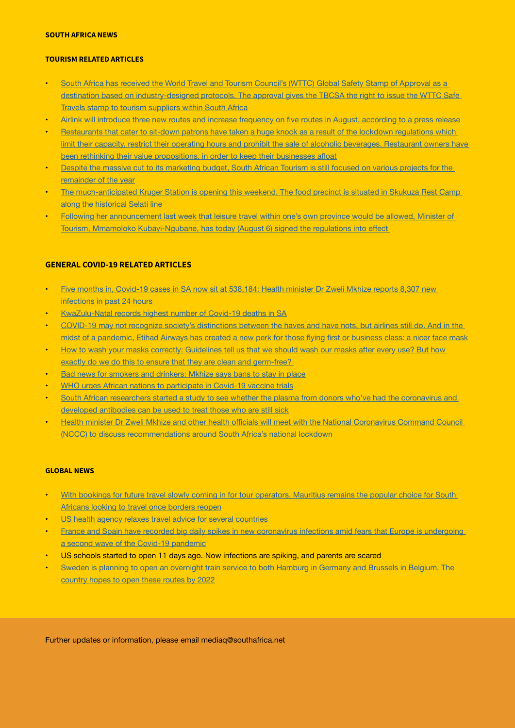**SOUTH AFRICA NEWS**

**TOURISM RELATED ARTICLES**

- South Africa has received the World Travel and Tourism Council's (WTTC) Global Safety Stamp of Approval as a destination based on industry-designed protocols. The approval gives the TBCSA the right to issue the WTTC Safe Travels stamp to tourism suppliers within South Africa
- Airlink will introduce three new routes and increase frequency on five routes in August, according to a press release
- Restaurants that cater to sit-down patrons have taken a huge knock as a result of the lockdown regulations which limit their capacity, restrict their operating hours and prohibit the sale of alcoholic beverages. Restaurant owners have been rethinking their value propositions, in order to keep their businesses afloat
- Despite the massive cut to its marketing budget, South African Tourism is still focused on various projects for the remainder of the year
- The much-anticipated Kruger Station is opening this weekend. The food precinct is situated in Skukuza Rest Camp along the historical Selati line
- Following her announcement last week that leisure travel within one's own province would be allowed, Minister of Tourism, Mmamoloko Kubayi-Ngubane, has today (August 6) signed the regulations into effect

**GENERAL COVID-19 RELATED ARTICLES**

- Five months in, Covid-19 cases in SA now sit at 538,184: Health minister Dr Zweli Mkhize reports 8,307 new infections in past 24 hours
- KwaZulu-Natal records highest number of Covid-19 deaths in SA
- COVID-19 may not recognize society's distinctions between the haves and have nots, but airlines still do. And in the midst of a pandemic, Etihad Airways has created a new perk for those flying first or business class: a nicer face mask
- How to wash your masks correctly: Guidelines tell us that we should wash our masks after every use? But how exactly do we do this to ensure that they are clean and germ-free?
- Bad news for smokers and drinkers: Mkhize says bans to stay in place
- WHO urges African nations to participate in Covid-19 vaccine trials
- South African researchers started a study to see whether the plasma from donors who've had the coronavirus and developed antibodies can be used to treat those who are still sick
- Health minister Dr Zweli Mkhize and other health officials will meet with the National Coronavirus Command Council (NCCC) to discuss recommendations around South Africa's national lockdown

**GLOBAL NEWS**

- With bookings for future travel slowly coming in for tour operators, Mauritius remains the popular choice for South Africans looking to travel once borders reopen
- US health agency relaxes travel advice for several countries
- France and Spain have recorded big daily spikes in new coronavirus infections amid fears that Europe is undergoing a second wave of the Covid-19 pandemic
- US schools started to open 11 days ago. Now infections are spiking, and parents are scared
- Sweden is planning to open an overnight train service to both Hamburg in Germany and Brussels in Belgium. The country hopes to open these routes by 2022

Further updates or information, please email mediaq@southafrica.net